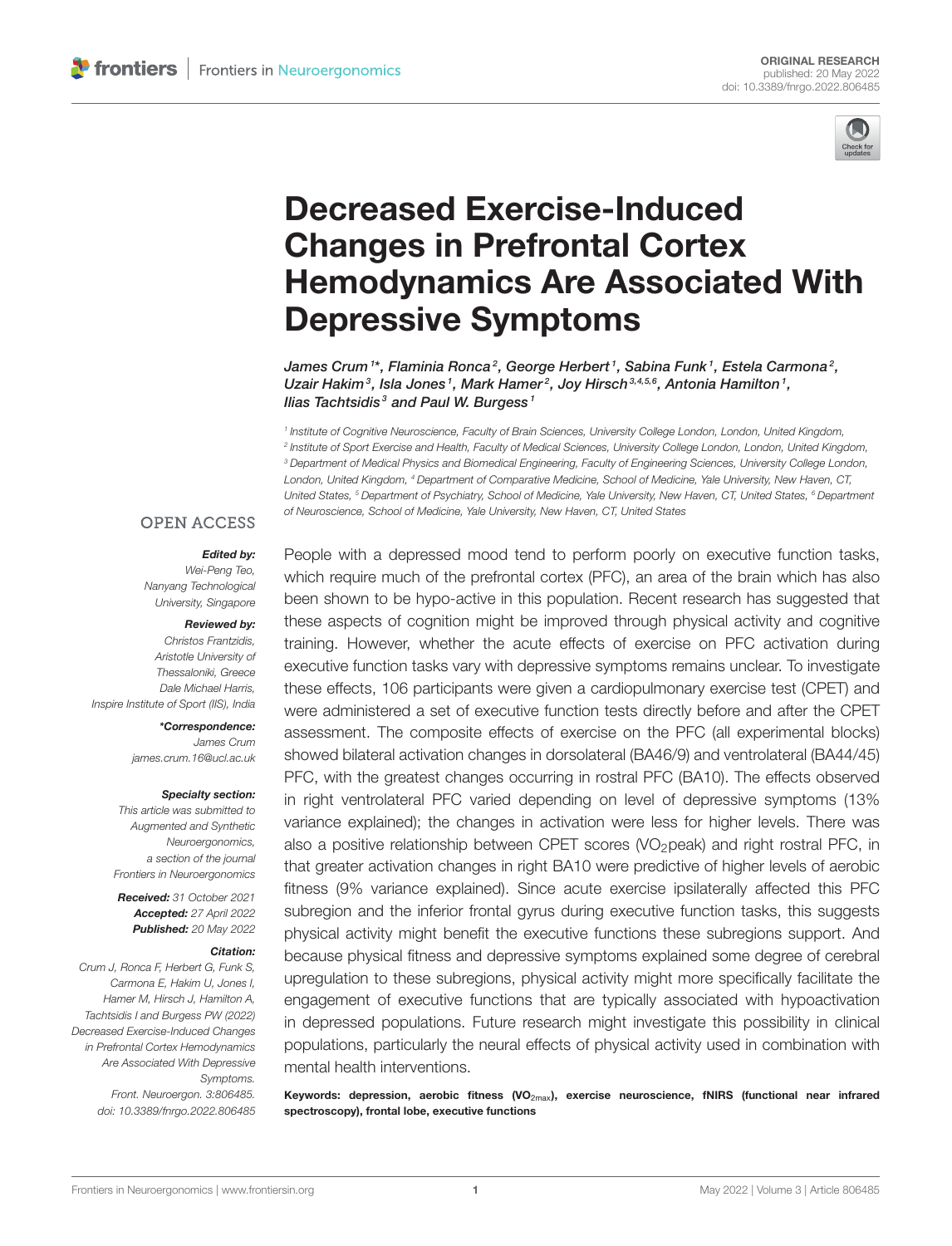ORIGINAL RESEARCH
published: 20 May 2022
doi: 10.3389/fnrgo.2022.806485

# Decreased Exercise-Induced Changes in Prefrontal Cortex Hemodynamics Are Associated With Depressive Symptoms

*James Crum[1]\*, Flaminia Ronca[2], George Herbert[1], Sabina Funk[1], Estela Carmona[2], Uzair Hakim[3], Isla Jones[1], Mark Hamer[2], Joy Hirsch[3,4,5,6], Antonia Hamilton[1], Ilias Tachtsidis[3] and Paul W. Burgess[1]*

[1] Institute of Cognitive Neuroscience, Faculty of Brain Sciences, University College London, London, United Kingdom, [2] Institute of Sport Exercise and Health, Faculty of Medical Sciences, University College London, London, United Kingdom, [3] Department of Medical Physics and Biomedical Engineering, Faculty of Engineering Sciences, University College London, London, United Kingdom, [4] Department of Comparative Medicine, School of Medicine, Yale University, New Haven, CT, United States, [5] Department of Psychiatry, School of Medicine, Yale University, New Haven, CT, United States, [6] Department of Neuroscience, School of Medicine, Yale University, New Haven, CT, United States

OPEN ACCESS

**Edited by:**
Wei-Peng Teo,
Nanyang Technological University, Singapore

**Reviewed by:**
Christos Frantzidis,
Aristotle University of Thessaloniki, Greece
Dale Michael Harris,
Inspire Institute of Sport (IIS), India

**\*Correspondence:**
James Crum
james.crum.16@ucl.ac.uk

**Specialty section:**
This article was submitted to Augmented and Synthetic Neuroergonomics,
a section of the journal Frontiers in Neuroergonomics

**Received:** 31 October 2021
**Accepted:** 27 April 2022
**Published:** 20 May 2022

**Citation:**
Crum J, Ronca F, Herbert G, Funk S, Carmona E, Hakim U, Jones I, Hamer M, Hirsch J, Hamilton A, Tachtsidis I and Burgess PW (2022) Decreased Exercise-Induced Changes in Prefrontal Cortex Hemodynamics Are Associated With Depressive Symptoms. Front. Neuroergon. 3:806485. doi: 10.3389/fnrgo.2022.806485

People with a depressed mood tend to perform poorly on executive function tasks, which require much of the prefrontal cortex (PFC), an area of the brain which has also been shown to be hypo-active in this population. Recent research has suggested that these aspects of cognition might be improved through physical activity and cognitive training. However, whether the acute effects of exercise on PFC activation during executive function tasks vary with depressive symptoms remains unclear. To investigate these effects, 106 participants were given a cardiopulmonary exercise test (CPET) and were administered a set of executive function tests directly before and after the CPET assessment. The composite effects of exercise on the PFC (all experimental blocks) showed bilateral activation changes in dorsolateral (BA46/9) and ventrolateral (BA44/45) PFC, with the greatest changes occurring in rostral PFC (BA10). The effects observed in right ventrolateral PFC varied depending on level of depressive symptoms (13% variance explained); the changes in activation were less for higher levels. There was also a positive relationship between CPET scores ($VO_2$peak) and right rostral PFC, in that greater activation changes in right BA10 were predictive of higher levels of aerobic fitness (9% variance explained). Since acute exercise ipsilaterally affected this PFC subregion and the inferior frontal gyrus during executive function tasks, this suggests physical activity might benefit the executive functions these subregions support. And because physical fitness and depressive symptoms explained some degree of cerebral upregulation to these subregions, physical activity might more specifically facilitate the engagement of executive functions that are typically associated with hypoactivation in depressed populations. Future research might investigate this possibility in clinical populations, particularly the neural effects of physical activity used in combination with mental health interventions.

**Keywords: depression, aerobic fitness ($VO_{2max}$), exercise neuroscience, fNIRS (functional near infrared spectroscopy), frontal lobe, executive functions**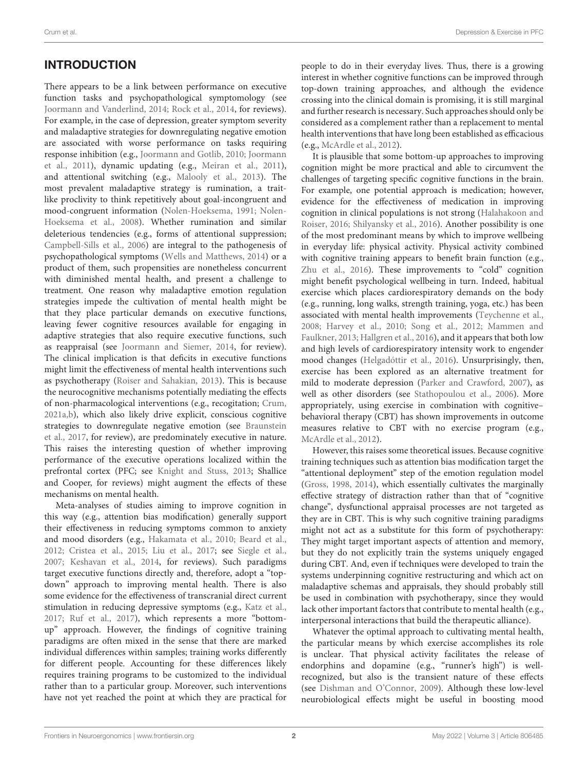## INTRODUCTION

There appears to be a link between performance on executive function tasks and psychopathological symptomology (see Joormann and Vanderlind, 2014; Rock et al., 2014, for reviews). For example, in the case of depression, greater symptom severity and maladaptive strategies for downregulating negative emotion are associated with worse performance on tasks requiring response inhibition (e.g., Joormann and Gotlib, 2010; Joormann et al., 2011), dynamic updating (e.g., Meiran et al., 2011), and attentional switching (e.g., Malooly et al., 2013). The most prevalent maladaptive strategy is rumination, a trait-like proclivity to think repetitively about goal-incongruent and mood-congruent information (Nolen-Hoeksema, 1991; Nolen-Hoeksema et al., 2008). Whether rumination and similar deleterious tendencies (e.g., forms of attentional suppression; Campbell-Sills et al., 2006) are integral to the pathogenesis of psychopathological symptoms (Wells and Matthews, 2014) or a product of them, such propensities are nonetheless concurrent with diminished mental health, and present a challenge to treatment. One reason why maladaptive emotion regulation strategies impede the cultivation of mental health might be that they place particular demands on executive functions, leaving fewer cognitive resources available for engaging in adaptive strategies that also require executive functions, such as reappraisal (see Joormann and Siemer, 2014, for review). The clinical implication is that deficits in executive functions might limit the effectiveness of mental health interventions such as psychotherapy (Roiser and Sahakian, 2013). This is because the neurocognitive mechanisms potentially mediating the effects of non-pharmacological interventions (e.g., recogitation; Crum, 2021a,b), which also likely drive explicit, conscious cognitive strategies to downregulate negative emotion (see Braunstein et al., 2017, for review), are predominately executive in nature. This raises the interesting question of whether improving performance of the executive operations localized within the prefrontal cortex (PFC; see Knight and Stuss, 2013; Shallice and Cooper, for reviews) might augment the effects of these mechanisms on mental health.

Meta-analyses of studies aiming to improve cognition in this way (e.g., attention bias modification) generally support their effectiveness in reducing symptoms common to anxiety and mood disorders (e.g., Hakamata et al., 2010; Beard et al., 2012; Cristea et al., 2015; Liu et al., 2017; see Siegle et al., 2007; Keshavan et al., 2014, for reviews). Such paradigms target executive functions directly and, therefore, adopt a "top-down" approach to improving mental health. There is also some evidence for the effectiveness of transcranial direct current stimulation in reducing depressive symptoms (e.g., Katz et al., 2017; Ruf et al., 2017), which represents a more "bottom-up" approach. However, the findings of cognitive training paradigms are often mixed in the sense that there are marked individual differences within samples; training works differently for different people. Accounting for these differences likely requires training programs to be customized to the individual rather than to a particular group. Moreover, such interventions have not yet reached the point at which they are practical for people to do in their everyday lives. Thus, there is a growing interest in whether cognitive functions can be improved through top-down training approaches, and although the evidence crossing into the clinical domain is promising, it is still marginal and further research is necessary. Such approaches should only be considered as a complement rather than a replacement to mental health interventions that have long been established as efficacious (e.g., McArdle et al., 2012).

It is plausible that some bottom-up approaches to improving cognition might be more practical and able to circumvent the challenges of targeting specific cognitive functions in the brain. For example, one potential approach is medication; however, evidence for the effectiveness of medication in improving cognition in clinical populations is not strong (Halahakoon and Roiser, 2016; Shilyansky et al., 2016). Another possibility is one of the most predominant means by which to improve wellbeing in everyday life: physical activity. Physical activity combined with cognitive training appears to benefit brain function (e.g., Zhu et al., 2016). These improvements to "cold" cognition might benefit psychological wellbeing in turn. Indeed, habitual exercise which places cardiorespiratory demands on the body (e.g., running, long walks, strength training, yoga, etc.) has been associated with mental health improvements (Teychenne et al., 2008; Harvey et al., 2010; Song et al., 2012; Mammen and Faulkner, 2013; Hallgren et al., 2016), and it appears that both low and high levels of cardiorespiratory intensity work to engender mood changes (Helgadóttir et al., 2016). Unsurprisingly, then, exercise has been explored as an alternative treatment for mild to moderate depression (Parker and Crawford, 2007), as well as other disorders (see Stathopoulou et al., 2006). More appropriately, using exercise in combination with cognitive–behavioral therapy (CBT) has shown improvements in outcome measures relative to CBT with no exercise program (e.g., McArdle et al., 2012).

However, this raises some theoretical issues. Because cognitive training techniques such as attention bias modification target the "attentional deployment" step of the emotion regulation model (Gross, 1998, 2014), which essentially cultivates the marginally effective strategy of distraction rather than that of "cognitive change", dysfunctional appraisal processes are not targeted as they are in CBT. This is why such cognitive training paradigms might not act as a substitute for this form of psychotherapy: They might target important aspects of attention and memory, but they do not explicitly train the systems uniquely engaged during CBT. And, even if techniques were developed to train the systems underpinning cognitive restructuring and which act on maladaptive schemas and appraisals, they should probably still be used in combination with psychotherapy, since they would lack other important factors that contribute to mental health (e.g., interpersonal interactions that build the therapeutic alliance).

Whatever the optimal approach to cultivating mental health, the particular means by which exercise accomplishes its role is unclear. That physical activity facilitates the release of endorphins and dopamine (e.g., "runner's high") is well-recognized, but also is the transient nature of these effects (see Dishman and O'Connor, 2009). Although these low-level neurobiological effects might be useful in boosting mood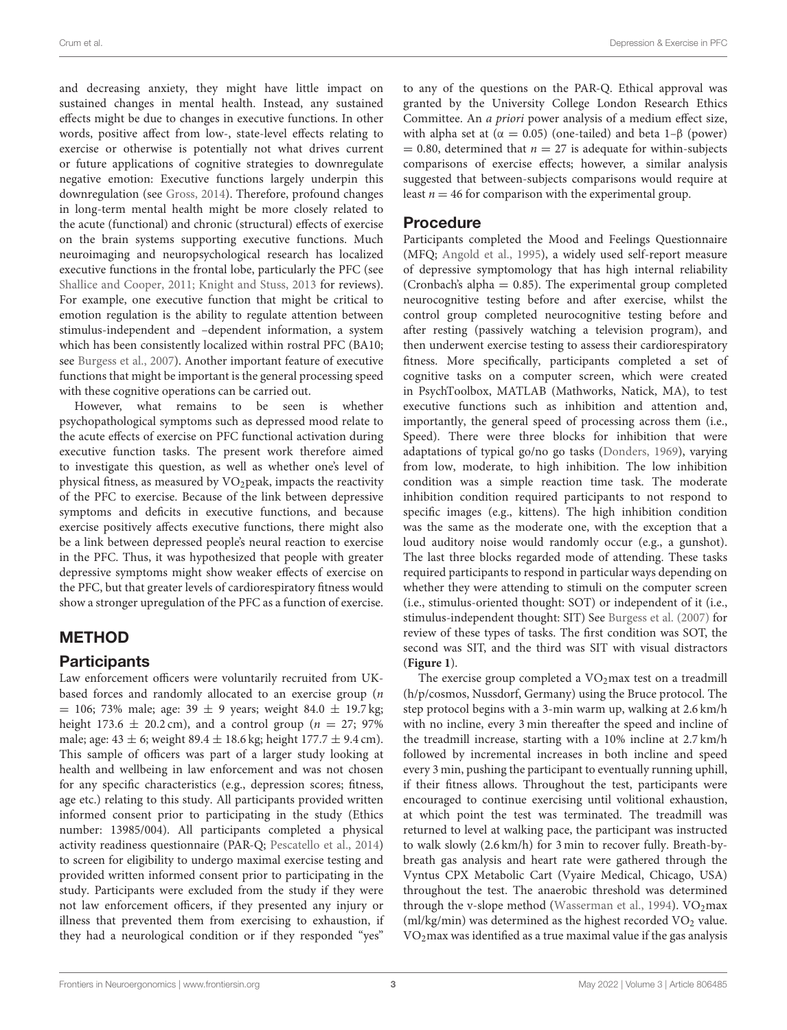and decreasing anxiety, they might have little impact on sustained changes in mental health. Instead, any sustained effects might be due to changes in executive functions. In other words, positive affect from low-, state-level effects relating to exercise or otherwise is potentially not what drives current or future applications of cognitive strategies to downregulate negative emotion: Executive functions largely underpin this downregulation (see Gross, 2014). Therefore, profound changes in long-term mental health might be more closely related to the acute (functional) and chronic (structural) effects of exercise on the brain systems supporting executive functions. Much neuroimaging and neuropsychological research has localized executive functions in the frontal lobe, particularly the PFC (see Shallice and Cooper, 2011; Knight and Stuss, 2013 for reviews). For example, one executive function that might be critical to emotion regulation is the ability to regulate attention between stimulus-independent and –dependent information, a system which has been consistently localized within rostral PFC (BA10; see Burgess et al., 2007). Another important feature of executive functions that might be important is the general processing speed with these cognitive operations can be carried out.

However, what remains to be seen is whether psychopathological symptoms such as depressed mood relate to the acute effects of exercise on PFC functional activation during executive function tasks. The present work therefore aimed to investigate this question, as well as whether one's level of physical fitness, as measured by $VO_2$peak, impacts the reactivity of the PFC to exercise. Because of the link between depressive symptoms and deficits in executive functions, and because exercise positively affects executive functions, there might also be a link between depressed people's neural reaction to exercise in the PFC. Thus, it was hypothesized that people with greater depressive symptoms might show weaker effects of exercise on the PFC, but that greater levels of cardiorespiratory fitness would show a stronger upregulation of the PFC as a function of exercise.

# METHOD

## Participants

Law enforcement officers were voluntarily recruited from UK-based forces and randomly allocated to an exercise group ($n = 106$; 73% male; age: 39 ± 9 years; weight 84.0 ± 19.7 kg; height 173.6 ± 20.2 cm), and a control group ($n = 27$; 97% male; age: 43 ± 6; weight 89.4 ± 18.6 kg; height 177.7 ± 9.4 cm). This sample of officers was part of a larger study looking at health and wellbeing in law enforcement and was not chosen for any specific characteristics (e.g., depression scores; fitness, age etc.) relating to this study. All participants provided written informed consent prior to participating in the study (Ethics number: 13985/004). All participants completed a physical activity readiness questionnaire (PAR-Q; Pescatello et al., 2014) to screen for eligibility to undergo maximal exercise testing and provided written informed consent prior to participating in the study. Participants were excluded from the study if they were not law enforcement officers, if they presented any injury or illness that prevented them from exercising to exhaustion, if they had a neurological condition or if they responded "yes" to any of the questions on the PAR-Q. Ethical approval was granted by the University College London Research Ethics Committee. An *a priori* power analysis of a medium effect size, with alpha set at ($\alpha = 0.05$) (one-tailed) and beta $1-\beta$ (power) $= 0.80$, determined that $n = 27$ is adequate for within-subjects comparisons of exercise effects; however, a similar analysis suggested that between-subjects comparisons would require at least $n = 46$ for comparison with the experimental group.

## Procedure

Participants completed the Mood and Feelings Questionnaire (MFQ; Angold et al., 1995), a widely used self-report measure of depressive symptomology that has high internal reliability (Cronbach's alpha = 0.85). The experimental group completed neurocognitive testing before and after exercise, whilst the control group completed neurocognitive testing before and after resting (passively watching a television program), and then underwent exercise testing to assess their cardiorespiratory fitness. More specifically, participants completed a set of cognitive tasks on a computer screen, which were created in PsychToolbox, MATLAB (Mathworks, Natick, MA), to test executive functions such as inhibition and attention and, importantly, the general speed of processing across them (i.e., Speed). There were three blocks for inhibition that were adaptations of typical go/no go tasks (Donders, 1969), varying from low, moderate, to high inhibition. The low inhibition condition was a simple reaction time task. The moderate inhibition condition required participants to not respond to specific images (e.g., kittens). The high inhibition condition was the same as the moderate one, with the exception that a loud auditory noise would randomly occur (e.g., a gunshot). The last three blocks regarded mode of attending. These tasks required participants to respond in particular ways depending on whether they were attending to stimuli on the computer screen (i.e., stimulus-oriented thought: SOT) or independent of it (i.e., stimulus-independent thought: SIT) See Burgess et al. (2007) for review of these types of tasks. The first condition was SOT, the second was SIT, and the third was SIT with visual distractors (**Figure 1**).

The exercise group completed a $VO_2$max test on a treadmill (h/p/cosmos, Nussdorf, Germany) using the Bruce protocol. The step protocol begins with a 3-min warm up, walking at 2.6 km/h with no incline, every 3 min thereafter the speed and incline of the treadmill increase, starting with a 10% incline at 2.7 km/h followed by incremental increases in both incline and speed every 3 min, pushing the participant to eventually running uphill, if their fitness allows. Throughout the test, participants were encouraged to continue exercising until volitional exhaustion, at which point the test was terminated. The treadmill was returned to level at walking pace, the participant was instructed to walk slowly (2.6 km/h) for 3 min to recover fully. Breath-by-breath gas analysis and heart rate were gathered through the Vyntus CPX Metabolic Cart (Vyaire Medical, Chicago, USA) throughout the test. The anaerobic threshold was determined through the v-slope method (Wasserman et al., 1994). $VO_2$max (ml/kg/min) was determined as the highest recorded $VO_2$ value. $VO_2$max was identified as a true maximal value if the gas analysis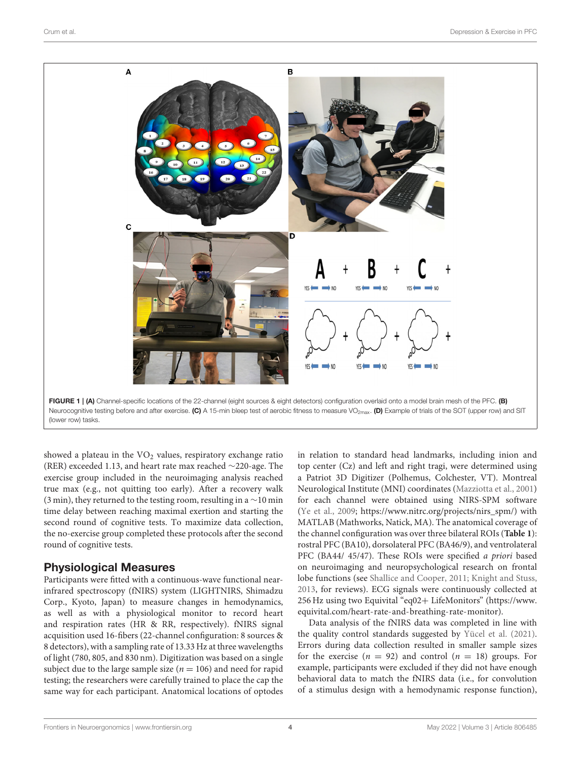FIGURE 1 | **(A)** Channel-specific locations of the 22-channel (eight sources & eight detectors) configuration overlaid onto a model brain mesh of the PFC. **(B)** Neurocognitive testing before and after exercise. **(C)** A 15-min bleep test of aerobic fitness to measure $VO_{2max}$. **(D)** Example of trials of the SOT (upper row) and SIT (lower row) tasks.

showed a plateau in the $VO_2$ values, respiratory exchange ratio (RER) exceeded 1.13, and heart rate max reached ∼220-age. The exercise group included in the neuroimaging analysis reached true max (e.g., not quitting too early). After a recovery walk (3 min), they returned to the testing room, resulting in a ∼10 min time delay between reaching maximal exertion and starting the second round of cognitive tests. To maximize data collection, the no-exercise group completed these protocols after the second round of cognitive tests.

## Physiological Measures

Participants were fitted with a continuous-wave functional near-infrared spectroscopy (fNIRS) system (LIGHTNIRS, Shimadzu Corp., Kyoto, Japan) to measure changes in hemodynamics, as well as with a physiological monitor to record heart and respiration rates (HR & RR, respectively). fNIRS signal acquisition used 16-fibers (22-channel configuration: 8 sources & 8 detectors), with a sampling rate of 13.33 Hz at three wavelengths of light (780, 805, and 830 nm). Digitization was based on a single subject due to the large sample size ($n = 106$) and need for rapid testing; the researchers were carefully trained to place the cap the same way for each participant. Anatomical locations of optodes in relation to standard head landmarks, including inion and top center (Cz) and left and right tragi, were determined using a Patriot 3D Digitizer (Polhemus, Colchester, VT). Montreal Neurological Institute (MNI) coordinates (Mazziotta et al., 2001) for each channel were obtained using NIRS-SPM software (Ye et al., 2009; https://www.nitrc.org/projects/nirs_spm/) with MATLAB (Mathworks, Natick, MA). The anatomical coverage of the channel configuration was over three bilateral ROIs (**Table 1**): rostral PFC (BA10), dorsolateral PFC (BA46/9), and ventrolateral PFC (BA44/ 45/47). These ROIs were specified *a priori* based on neuroimaging and neuropsychological research on frontal lobe functions (see Shallice and Cooper, 2011; Knight and Stuss, 2013, for reviews). ECG signals were continuously collected at 256 Hz using two Equivital "eq02+ LifeMonitors" (https://www.equivital.com/heart-rate-and-breathing-rate-monitor).

Data analysis of the fNIRS data was completed in line with the quality control standards suggested by Yücel et al. (2021). Errors during data collection resulted in smaller sample sizes for the exercise ($n = 92$) and control ($n = 18$) groups. For example, participants were excluded if they did not have enough behavioral data to match the fNIRS data (i.e., for convolution of a stimulus design with a hemodynamic response function),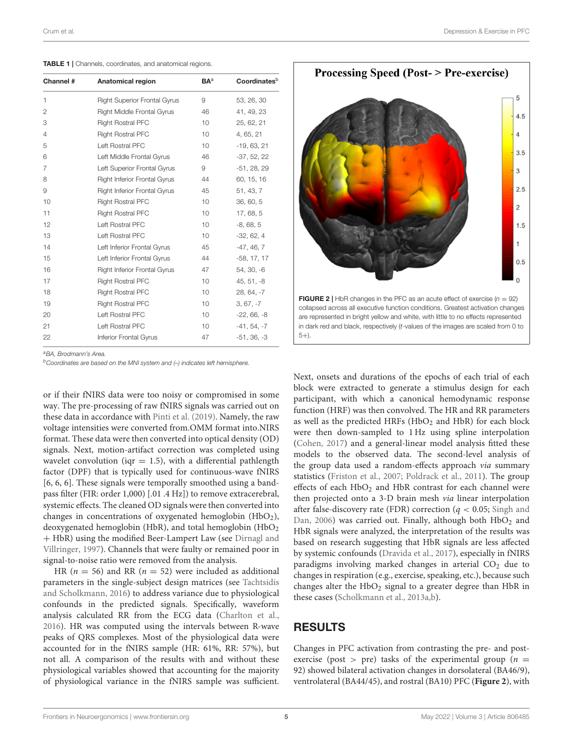**TABLE 1 |** Channels, coordinates, and anatomical regions.

| Channel # | Anatomical region | BA[a] | Coordinates[b] |
|---|---|---|---|
| 1 | Right Superior Frontal Gyrus | 9 | 53, 26, 30 |
| 2 | Right Middle Frontal Gyrus | 46 | 41, 49, 23 |
| 3 | Right Rostral PFC | 10 | 25, 62, 21 |
| 4 | Right Rostral PFC | 10 | 4, 65, 21 |
| 5 | Left Rostral PFC | 10 | -19, 63, 21 |
| 6 | Left Middle Frontal Gyrus | 46 | -37, 52, 22 |
| 7 | Left Superior Frontal Gyrus | 9 | -51, 28, 29 |
| 8 | Right Inferior Frontal Gyrus | 44 | 60, 15, 16 |
| 9 | Right Inferior Frontal Gyrus | 45 | 51, 43, 7 |
| 10 | Right Rostral PFC | 10 | 36, 60, 5 |
| 11 | Right Rostral PFC | 10 | 17, 68, 5 |
| 12 | Left Rostral PFC | 10 | -8, 68, 5 |
| 13 | Left Rostral PFC | 10 | -32, 62, 4 |
| 14 | Left Inferior Frontal Gyrus | 45 | -47, 46, 7 |
| 15 | Left Inferior Frontal Gyrus | 44 | -58, 17, 17 |
| 16 | Right Inferior Frontal Gyrus | 47 | 54, 30, -6 |
| 17 | Right Rostral PFC | 10 | 45, 51, -8 |
| 18 | Right Rostral PFC | 10 | 28, 64, -7 |
| 19 | Right Rostral PFC | 10 | 3, 67, -7 |
| 20 | Left Rostral PFC | 10 | -22, 66, -8 |
| 21 | Left Rostral PFC | 10 | -41, 54, -7 |
| 22 | Inferior Frontal Gyrus | 47 | -51, 36, -3 |

[a]BA, Brodmann's Area.
[b]Coordinates are based on the MNI system and (–) indicates left hemisphere.

**FIGURE 2 |** HbR changes in the PFC as an acute effect of exercise ($n = 92$) collapsed across all executive function conditions. Greatest activation changes are represented in bright yellow and white, with little to no effects represented in dark red and black, respectively (*t*-values of the images are scaled from 0 to 5+).

or if their fNIRS data were too noisy or compromised in some way. The pre-processing of raw fNIRS signals was carried out on these data in accordance with Pinti et al. (2019). Namely, the raw voltage intensities were converted from.OMM format into.NIRS format. These data were then converted into optical density (OD) signals. Next, motion-artifact correction was completed using wavelet convolution (iqr = 1.5), with a differential pathlength factor (DPF) that is typically used for continuous-wave fNIRS [6, 6, 6]. These signals were temporally smoothed using a band-pass filter (FIR: order 1,000) [.01 .4 Hz]) to remove extracerebral, systemic effects. The cleaned OD signals were then converted into changes in concentrations of oxygenated hemoglobin ($HbO_2$), deoxygenated hemoglobin (HbR), and total hemoglobin ($HbO_2$ + HbR) using the modified Beer-Lampert Law (see Dirnagl and Villringer, 1997). Channels that were faulty or remained poor in signal-to-noise ratio were removed from the analysis.

HR ($n = 56$) and RR ($n = 52$) were included as additional parameters in the single-subject design matrices (see Tachtsidis and Scholkmann, 2016) to address variance due to physiological confounds in the predicted signals. Specifically, waveform analysis calculated RR from the ECG data (Charlton et al., 2016). HR was computed using the intervals between R-wave peaks of QRS complexes. Most of the physiological data were accounted for in the fNIRS sample (HR: 61%, RR: 57%), but not all. A comparison of the results with and without these physiological variables showed that accounting for the majority of physiological variance in the fNIRS sample was sufficient.

Next, onsets and durations of the epochs of each trial of each block were extracted to generate a stimulus design for each participant, with which a canonical hemodynamic response function (HRF) was then convolved. The HR and RR parameters as well as the predicted HRFs ($HbO_2$ and HbR) for each block were then down-sampled to 1 Hz using spline interpolation (Cohen, 2017) and a general-linear model analysis fitted these models to the observed data. The second-level analysis of the group data used a random-effects approach *via* summary statistics (Friston et al., 2007; Poldrack et al., 2011). The group effects of each $HbO_2$ and HbR contrast for each channel were then projected onto a 3-D brain mesh *via* linear interpolation after false-discovery rate (FDR) correction ($q < 0.05$; Singh and Dan, 2006) was carried out. Finally, although both $HbO_2$ and HbR signals were analyzed, the interpretation of the results was based on research suggesting that HbR signals are less affected by systemic confounds (Dravida et al., 2017), especially in fNIRS paradigms involving marked changes in arterial $CO_2$ due to changes in respiration (e.g., exercise, speaking, etc.), because such changes alter the $HbO_2$ signal to a greater degree than HbR in these cases (Scholkmann et al., 2013a,b).

## RESULTS

Changes in PFC activation from contrasting the pre- and post-exercise (post > pre) tasks of the experimental group ($n = 92$) showed bilateral activation changes in dorsolateral (BA46/9), ventrolateral (BA44/45), and rostral (BA10) PFC (**Figure 2**), with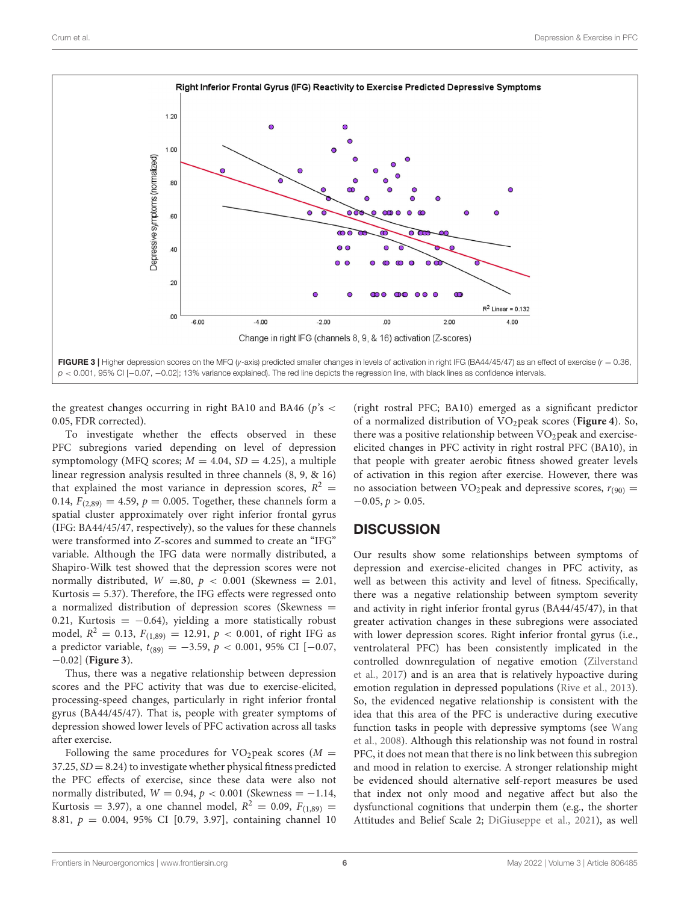**FIGURE 3 |** Higher depression scores on the MFQ (*y*-axis) predicted smaller changes in levels of activation in right IFG (BA44/45/47) as an effect of exercise ($r = 0.36$, $p < 0.001$, 95% CI [−0.07, −0.02]; 13% variance explained). The red line depicts the regression line, with black lines as confidence intervals.

the greatest changes occurring in right BA10 and BA46 ($p$'s $< 0.05$, FDR corrected).

To investigate whether the effects observed in these PFC subregions varied depending on level of depression symptomology (MFQ scores; $M = 4.04$, $SD = 4.25$), a multiple linear regression analysis resulted in three channels (8, 9, & 16) that explained the most variance in depression scores, $R^2 = 0.14$, $F_{(2,89)} = 4.59$, $p = 0.005$. Together, these channels form a spatial cluster approximately over right inferior frontal gyrus (IFG: BA44/45/47, respectively), so the values for these channels were transformed into $Z$-scores and summed to create an "IFG" variable. Although the IFG data were normally distributed, a Shapiro-Wilk test showed that the depression scores were not normally distributed, $W = .80$, $p < 0.001$ (Skewness $= 2.01$, Kurtosis $= 5.37$). Therefore, the IFG effects were regressed onto a normalized distribution of depression scores (Skewness $= 0.21$, Kurtosis $= -0.64$), yielding a more statistically robust model, $R^2 = 0.13$, $F_{(1,89)} = 12.91$, $p < 0.001$, of right IFG as a predictor variable, $t_{(89)} = -3.59$, $p < 0.001$, 95% CI [−0.07, −0.02] (**Figure 3**).

Thus, there was a negative relationship between depression scores and the PFC activity that was due to exercise-elicited, processing-speed changes, particularly in right inferior frontal gyrus (BA44/45/47). That is, people with greater symptoms of depression showed lower levels of PFC activation across all tasks after exercise.

Following the same procedures for $VO_2$peak scores ($M = 37.25$, $SD = 8.24$) to investigate whether physical fitness predicted the PFC effects of exercise, since these data were also not normally distributed, $W = 0.94$, $p < 0.001$ (Skewness $= -1.14$, Kurtosis $= 3.97$), a one channel model, $R^2 = 0.09$, $F_{(1,89)} = 8.81$, $p = 0.004$, 95% CI [0.79, 3.97], containing channel 10 (right rostral PFC; BA10) emerged as a significant predictor of a normalized distribution of $VO_2$peak scores (**Figure 4**). So, there was a positive relationship between $VO_2$peak and exercise-elicited changes in PFC activity in right rostral PFC (BA10), in that people with greater aerobic fitness showed greater levels of activation in this region after exercise. However, there was no association between $VO_2$peak and depressive scores, $r_{(90)} = -0.05$, $p > 0.05$.

## DISCUSSION

Our results show some relationships between symptoms of depression and exercise-elicited changes in PFC activity, as well as between this activity and level of fitness. Specifically, there was a negative relationship between symptom severity and activity in right inferior frontal gyrus (BA44/45/47), in that greater activation changes in these subregions were associated with lower depression scores. Right inferior frontal gyrus (i.e., ventrolateral PFC) has been consistently implicated in the controlled downregulation of negative emotion (Zilverstand et al., 2017) and is an area that is relatively hypoactive during emotion regulation in depressed populations (Rive et al., 2013). So, the evidenced negative relationship is consistent with the idea that this area of the PFC is underactive during executive function tasks in people with depressive symptoms (see Wang et al., 2008). Although this relationship was not found in rostral PFC, it does not mean that there is no link between this subregion and mood in relation to exercise. A stronger relationship might be evidenced should alternative self-report measures be used that index not only mood and negative affect but also the dysfunctional cognitions that underpin them (e.g., the shorter Attitudes and Belief Scale 2; DiGiuseppe et al., 2021), as well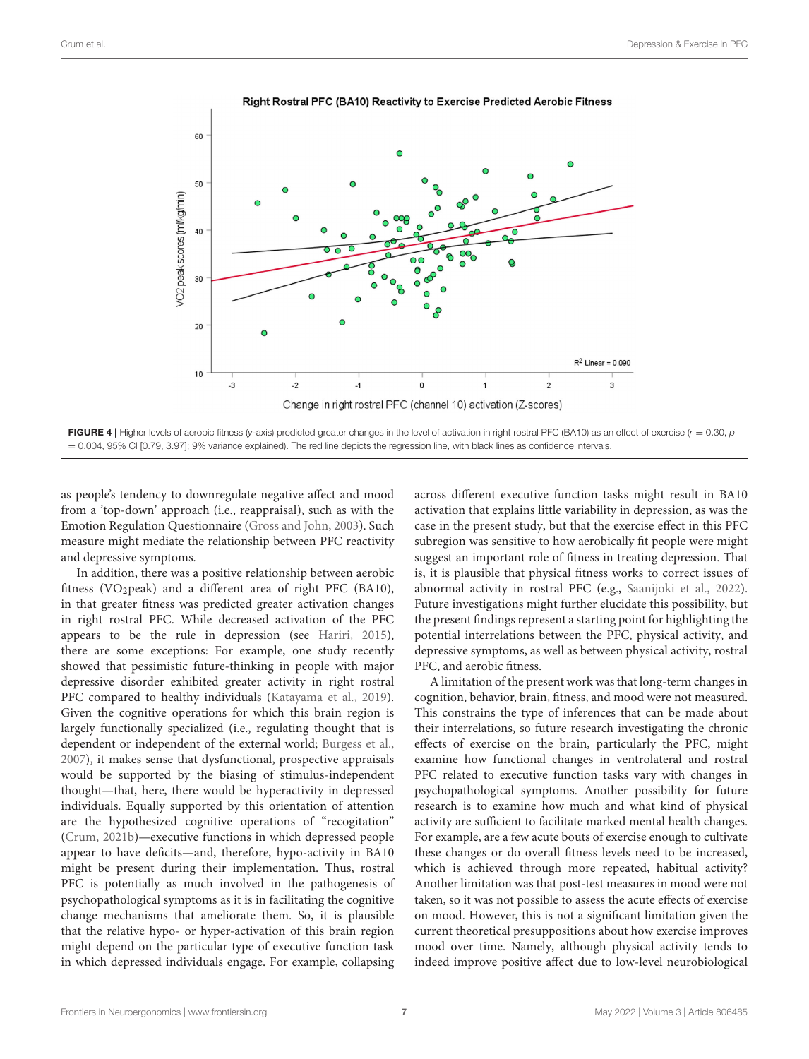**FIGURE 4** | Higher levels of aerobic fitness (*y*-axis) predicted greater changes in the level of activation in right rostral PFC (BA10) as an effect of exercise ($r = 0.30$, $p = 0.004$, 95% CI [0.79, 3.97]; 9% variance explained). The red line depicts the regression line, with black lines as confidence intervals.

as people's tendency to downregulate negative affect and mood from a 'top-down' approach (i.e., reappraisal), such as with the Emotion Regulation Questionnaire (Gross and John, 2003). Such measure might mediate the relationship between PFC reactivity and depressive symptoms.

In addition, there was a positive relationship between aerobic fitness ($VO_2$peak) and a different area of right PFC (BA10), in that greater fitness was predicted greater activation changes in right rostral PFC. While decreased activation of the PFC appears to be the rule in depression (see Hariri, 2015), there are some exceptions: For example, one study recently showed that pessimistic future-thinking in people with major depressive disorder exhibited greater activity in right rostral PFC compared to healthy individuals (Katayama et al., 2019). Given the cognitive operations for which this brain region is largely functionally specialized (i.e., regulating thought that is dependent or independent of the external world; Burgess et al., 2007), it makes sense that dysfunctional, prospective appraisals would be supported by the biasing of stimulus-independent thought—that, here, there would be hyperactivity in depressed individuals. Equally supported by this orientation of attention are the hypothesized cognitive operations of "recogitation" (Crum, 2021b)—executive functions in which depressed people appear to have deficits—and, therefore, hypo-activity in BA10 might be present during their implementation. Thus, rostral PFC is potentially as much involved in the pathogenesis of psychopathological symptoms as it is in facilitating the cognitive change mechanisms that ameliorate them. So, it is plausible that the relative hypo- or hyper-activation of this brain region might depend on the particular type of executive function task in which depressed individuals engage. For example, collapsing across different executive function tasks might result in BA10 activation that explains little variability in depression, as was the case in the present study, but that the exercise effect in this PFC subregion was sensitive to how aerobically fit people were might suggest an important role of fitness in treating depression. That is, it is plausible that physical fitness works to correct issues of abnormal activity in rostral PFC (e.g., Saanijoki et al., 2022). Future investigations might further elucidate this possibility, but the present findings represent a starting point for highlighting the potential interrelations between the PFC, physical activity, and depressive symptoms, as well as between physical activity, rostral PFC, and aerobic fitness.

A limitation of the present work was that long-term changes in cognition, behavior, brain, fitness, and mood were not measured. This constrains the type of inferences that can be made about their interrelations, so future research investigating the chronic effects of exercise on the brain, particularly the PFC, might examine how functional changes in ventrolateral and rostral PFC related to executive function tasks vary with changes in psychopathological symptoms. Another possibility for future research is to examine how much and what kind of physical activity are sufficient to facilitate marked mental health changes. For example, are a few acute bouts of exercise enough to cultivate these changes or do overall fitness levels need to be increased, which is achieved through more repeated, habitual activity? Another limitation was that post-test measures in mood were not taken, so it was not possible to assess the acute effects of exercise on mood. However, this is not a significant limitation given the current theoretical presuppositions about how exercise improves mood over time. Namely, although physical activity tends to indeed improve positive affect due to low-level neurobiological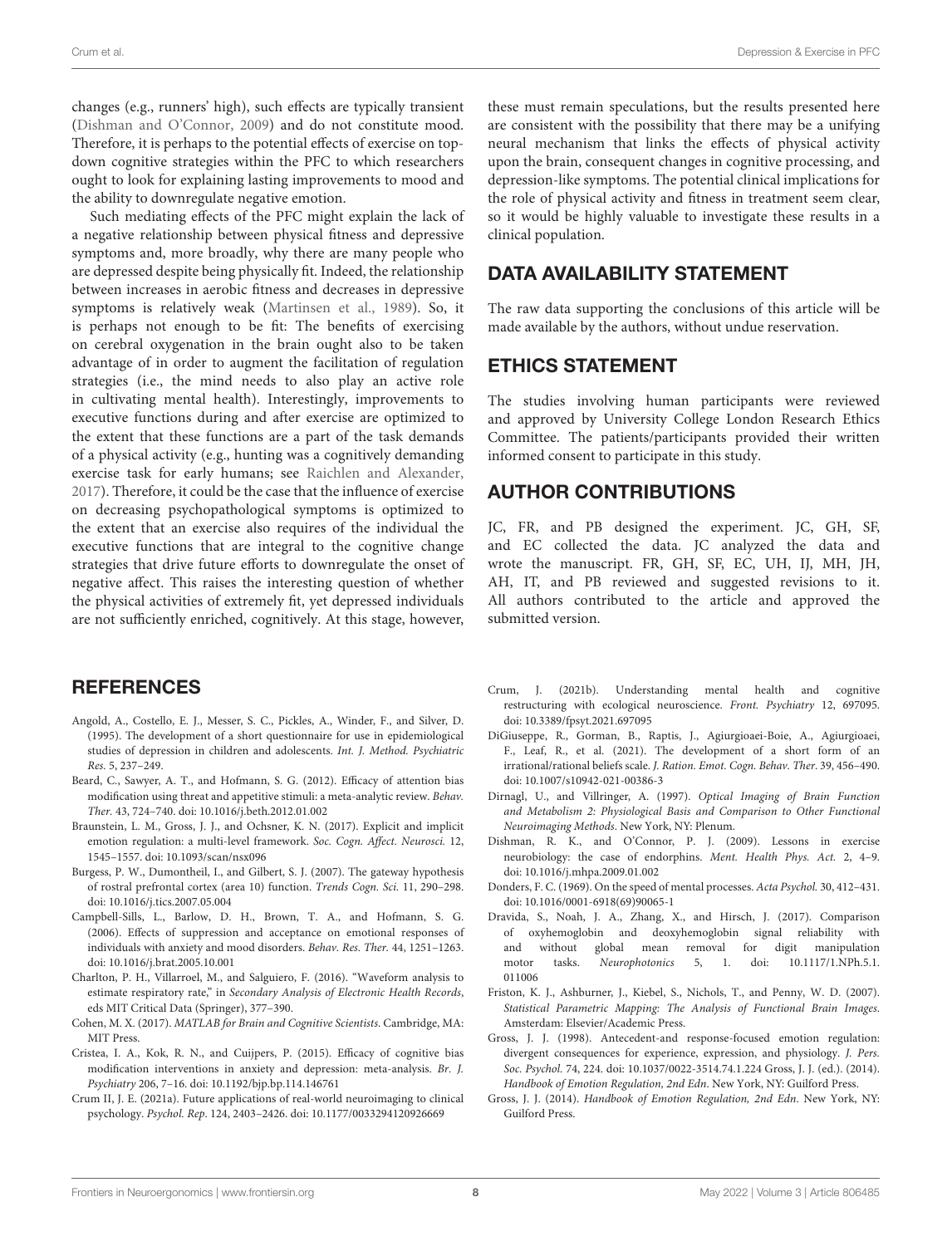changes (e.g., runners' high), such effects are typically transient (Dishman and O'Connor, 2009) and do not constitute mood. Therefore, it is perhaps to the potential effects of exercise on top-down cognitive strategies within the PFC to which researchers ought to look for explaining lasting improvements to mood and the ability to downregulate negative emotion.

Such mediating effects of the PFC might explain the lack of a negative relationship between physical fitness and depressive symptoms and, more broadly, why there are many people who are depressed despite being physically fit. Indeed, the relationship between increases in aerobic fitness and decreases in depressive symptoms is relatively weak (Martinsen et al., 1989). So, it is perhaps not enough to be fit: The benefits of exercising on cerebral oxygenation in the brain ought also to be taken advantage of in order to augment the facilitation of regulation strategies (i.e., the mind needs to also play an active role in cultivating mental health). Interestingly, improvements to executive functions during and after exercise are optimized to the extent that these functions are a part of the task demands of a physical activity (e.g., hunting was a cognitively demanding exercise task for early humans; see Raichlen and Alexander, 2017). Therefore, it could be the case that the influence of exercise on decreasing psychopathological symptoms is optimized to the extent that an exercise also requires of the individual the executive functions that are integral to the cognitive change strategies that drive future efforts to downregulate the onset of negative affect. This raises the interesting question of whether the physical activities of extremely fit, yet depressed individuals are not sufficiently enriched, cognitively. At this stage, however, these must remain speculations, but the results presented here are consistent with the possibility that there may be a unifying neural mechanism that links the effects of physical activity upon the brain, consequent changes in cognitive processing, and depression-like symptoms. The potential clinical implications for the role of physical activity and fitness in treatment seem clear, so it would be highly valuable to investigate these results in a clinical population.

## DATA AVAILABILITY STATEMENT

The raw data supporting the conclusions of this article will be made available by the authors, without undue reservation.

## ETHICS STATEMENT

The studies involving human participants were reviewed and approved by University College London Research Ethics Committee. The patients/participants provided their written informed consent to participate in this study.

## AUTHOR CONTRIBUTIONS

JC, FR, and PB designed the experiment. JC, GH, SF, and EC collected the data. JC analyzed the data and wrote the manuscript. FR, GH, SF, EC, UH, IJ, MH, JH, AH, IT, and PB reviewed and suggested revisions to it. All authors contributed to the article and approved the submitted version.

## REFERENCES

Angold, A., Costello, E. J., Messer, S. C., Pickles, A., Winder, F., and Silver, D. (1995). The development of a short questionnaire for use in epidemiological studies of depression in children and adolescents. *Int. J. Method. Psychiatric Res.* 5, 237–249.

Beard, C., Sawyer, A. T., and Hofmann, S. G. (2012). Efficacy of attention bias modification using threat and appetitive stimuli: a meta-analytic review. *Behav. Ther.* 43, 724–740. doi: 10.1016/j.beth.2012.01.002

Braunstein, L. M., Gross, J. J., and Ochsner, K. N. (2017). Explicit and implicit emotion regulation: a multi-level framework. *Soc. Cogn. Affect. Neurosci.* 12, 1545–1557. doi: 10.1093/scan/nsx096

Burgess, P. W., Dumontheil, I., and Gilbert, S. J. (2007). The gateway hypothesis of rostral prefrontal cortex (area 10) function. *Trends Cogn. Sci.* 11, 290–298. doi: 10.1016/j.tics.2007.05.004

Campbell-Sills, L., Barlow, D. H., Brown, T. A., and Hofmann, S. G. (2006). Effects of suppression and acceptance on emotional responses of individuals with anxiety and mood disorders. *Behav. Res. Ther.* 44, 1251–1263. doi: 10.1016/j.brat.2005.10.001

Charlton, P. H., Villarroel, M., and Salguiero, F. (2016). "Waveform analysis to estimate respiratory rate," in *Secondary Analysis of Electronic Health Records*, eds MIT Critical Data (Springer), 377–390.

Cohen, M. X. (2017). *MATLAB for Brain and Cognitive Scientists*. Cambridge, MA: MIT Press.

Cristea, I. A., Kok, R. N., and Cuijpers, P. (2015). Efficacy of cognitive bias modification interventions in anxiety and depression: meta-analysis. *Br. J. Psychiatry* 206, 7–16. doi: 10.1192/bjp.bp.114.146761

Crum II, J. E. (2021a). Future applications of real-world neuroimaging to clinical psychology. *Psychol. Rep*. 124, 2403–2426. doi: 10.1177/0033294120926669

Crum, J. (2021b). Understanding mental health and cognitive restructuring with ecological neuroscience. *Front. Psychiatry* 12, 697095. doi: 10.3389/fpsyt.2021.697095

DiGiuseppe, R., Gorman, B., Raptis, J., Agiurgioaei-Boie, A., Agiurgioaei, F., Leaf, R., et al. (2021). The development of a short form of an irrational/rational beliefs scale. *J. Ration. Emot. Cogn. Behav. Ther*. 39, 456–490. doi: 10.1007/s10942-021-00386-3

Dirnagl, U., and Villringer, A. (1997). *Optical Imaging of Brain Function and Metabolism 2: Physiological Basis and Comparison to Other Functional Neuroimaging Methods*. New York, NY: Plenum.

Dishman, R. K., and O'Connor, P. J. (2009). Lessons in exercise neurobiology: the case of endorphins. *Ment. Health Phys. Act.* 2, 4–9. doi: 10.1016/j.mhpa.2009.01.002

Donders, F. C. (1969). On the speed of mental processes. *Acta Psychol.* 30, 412–431. doi: 10.1016/0001-6918(69)90065-1

Dravida, S., Noah, J. A., Zhang, X., and Hirsch, J. (2017). Comparison of oxyhemoglobin and deoxyhemoglobin signal reliability with and without global mean removal for digit manipulation motor tasks. *Neurophotonics* 5, 1. doi: 10.1117/1.NPh.5.1.011006

Friston, K. J., Ashburner, J., Kiebel, S., Nichols, T., and Penny, W. D. (2007). *Statistical Parametric Mapping: The Analysis of Functional Brain Images*. Amsterdam: Elsevier/Academic Press.

Gross, J. J. (1998). Antecedent-and response-focused emotion regulation: divergent consequences for experience, expression, and physiology. *J. Pers. Soc. Psychol.* 74, 224. doi: 10.1037/0022-3514.74.1.224 Gross, J. J. (ed.). (2014). *Handbook of Emotion Regulation, 2nd Edn*. New York, NY: Guilford Press.

Gross, J. J. (2014). *Handbook of Emotion Regulation, 2nd Edn*. New York, NY: Guilford Press.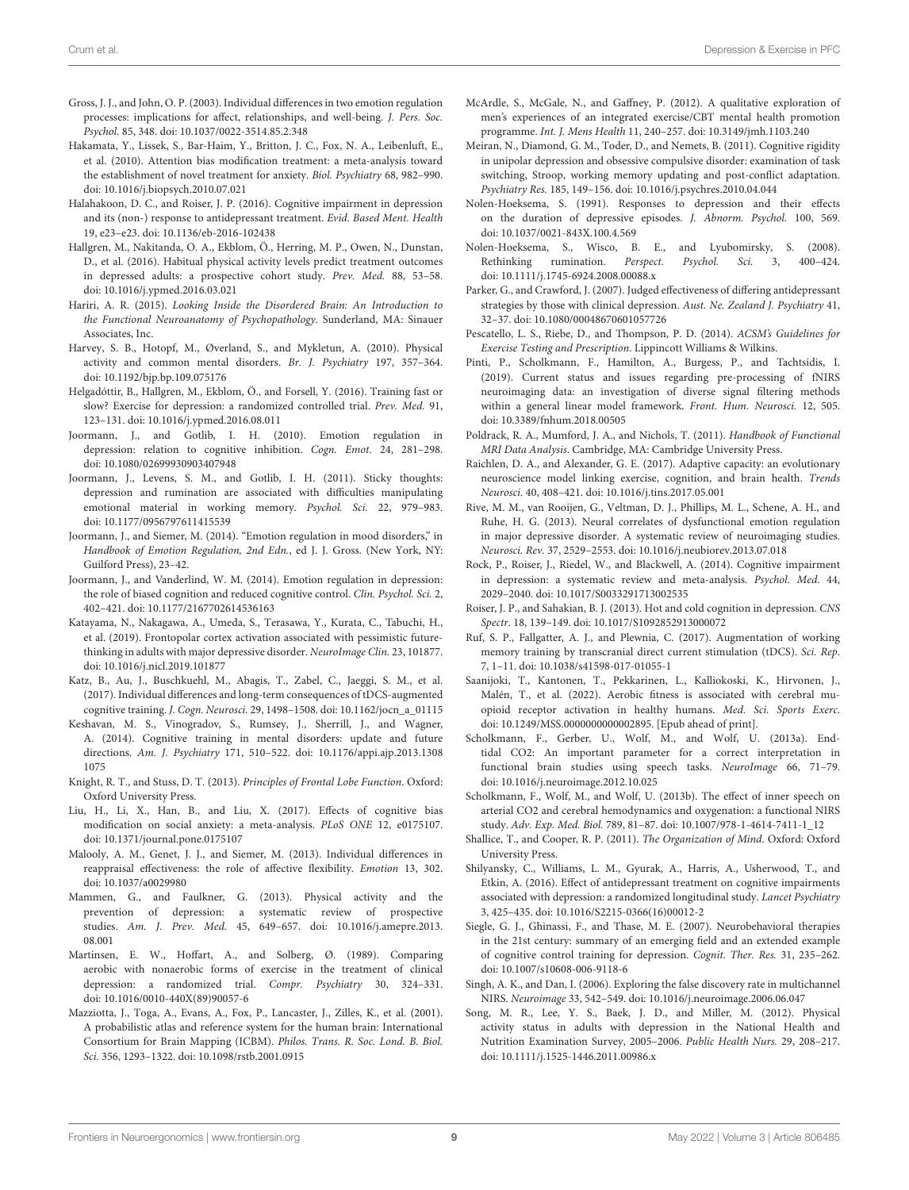Gross, J. J., and John, O. P. (2003). Individual differences in two emotion regulation processes: implications for affect, relationships, and well-being. *J. Pers. Soc. Psychol.* 85, 348. doi: 10.1037/0022-3514.85.2.348

Hakamata, Y., Lissek, S., Bar-Haim, Y., Britton, J. C., Fox, N. A., Leibenluft, E., et al. (2010). Attention bias modification treatment: a meta-analysis toward the establishment of novel treatment for anxiety. *Biol. Psychiatry* 68, 982–990. doi: 10.1016/j.biopsych.2010.07.021

Halahakoon, D. C., and Roiser, J. P. (2016). Cognitive impairment in depression and its (non-) response to antidepressant treatment. *Evid. Based Ment. Health* 19, e23–e23. doi: 10.1136/eb-2016-102438

Hallgren, M., Nakitanda, O. A., Ekblom, Ö., Herring, M. P., Owen, N., Dunstan, D., et al. (2016). Habitual physical activity levels predict treatment outcomes in depressed adults: a prospective cohort study. *Prev. Med.* 88, 53–58. doi: 10.1016/j.ypmed.2016.03.021

Hariri, A. R. (2015). *Looking Inside the Disordered Brain: An Introduction to the Functional Neuroanatomy of Psychopathology*. Sunderland, MA: Sinauer Associates, Inc.

Harvey, S. B., Hotopf, M., Øverland, S., and Mykletun, A. (2010). Physical activity and common mental disorders. *Br. J. Psychiatry* 197, 357–364. doi: 10.1192/bjp.bp.109.075176

Helgadóttir, B., Hallgren, M., Ekblom, Ö., and Forsell, Y. (2016). Training fast or slow? Exercise for depression: a randomized controlled trial. *Prev. Med.* 91, 123–131. doi: 10.1016/j.ypmed.2016.08.011

Joormann, J., and Gotlib, I. H. (2010). Emotion regulation in depression: relation to cognitive inhibition. *Cogn. Emot.* 24, 281–298. doi: 10.1080/02699930903407948

Joormann, J., Levens, S. M., and Gotlib, I. H. (2011). Sticky thoughts: depression and rumination are associated with difficulties manipulating emotional material in working memory. *Psychol. Sci.* 22, 979–983. doi: 10.1177/0956797611415539

Joormann, J., and Siemer, M. (2014). "Emotion regulation in mood disorders," in *Handbook of Emotion Regulation, 2nd Edn.*, ed J. J. Gross. (New York, NY: Guilford Press), 23–42.

Joormann, J., and Vanderlind, W. M. (2014). Emotion regulation in depression: the role of biased cognition and reduced cognitive control. *Clin. Psychol. Sci.* 2, 402–421. doi: 10.1177/2167702614536163

Katayama, N., Nakagawa, A., Umeda, S., Terasawa, Y., Kurata, C., Tabuchi, H., et al. (2019). Frontopolar cortex activation associated with pessimistic future-thinking in adults with major depressive disorder. *NeuroImage Clin.* 23, 101877. doi: 10.1016/j.nicl.2019.101877

Katz, B., Au, J., Buschkuehl, M., Abagis, T., Zabel, C., Jaeggi, S. M., et al. (2017). Individual differences and long-term consequences of tDCS-augmented cognitive training. *J. Cogn. Neurosci.* 29, 1498–1508. doi: 10.1162/jocn_a_01115

Keshavan, M. S., Vinogradov, S., Rumsey, J., Sherrill, J., and Wagner, A. (2014). Cognitive training in mental disorders: update and future directions. *Am. J. Psychiatry* 171, 510–522. doi: 10.1176/appi.ajp.2013.13081075

Knight, R. T., and Stuss, D. T. (2013). *Principles of Frontal Lobe Function*. Oxford: Oxford University Press.

Liu, H., Li, X., Han, B., and Liu, X. (2017). Effects of cognitive bias modification on social anxiety: a meta-analysis. *PLoS ONE* 12, e0175107. doi: 10.1371/journal.pone.0175107

Malooly, A. M., Genet, J. J., and Siemer, M. (2013). Individual differences in reappraisal effectiveness: the role of affective flexibility. *Emotion* 13, 302. doi: 10.1037/a0029980

Mammen, G., and Faulkner, G. (2013). Physical activity and the prevention of depression: a systematic review of prospective studies. *Am. J. Prev. Med.* 45, 649–657. doi: 10.1016/j.amepre.2013.08.001

Martinsen, E. W., Hoffart, A., and Solberg, Ø. (1989). Comparing aerobic with nonaerobic forms of exercise in the treatment of clinical depression: a randomized trial. *Compr. Psychiatry* 30, 324–331. doi: 10.1016/0010-440X(89)90057-6

Mazziotta, J., Toga, A., Evans, A., Fox, P., Lancaster, J., Zilles, K., et al. (2001). A probabilistic atlas and reference system for the human brain: International Consortium for Brain Mapping (ICBM). *Philos. Trans. R. Soc. Lond. B. Biol. Sci.* 356, 1293–1322. doi: 10.1098/rstb.2001.0915

McArdle, S., McGale, N., and Gaffney, P. (2012). A qualitative exploration of men's experiences of an integrated exercise/CBT mental health promotion programme. *Int. J. Mens Health* 11, 240–257. doi: 10.3149/jmh.1103.240

Meiran, N., Diamond, G. M., Toder, D., and Nemets, B. (2011). Cognitive rigidity in unipolar depression and obsessive compulsive disorder: examination of task switching, Stroop, working memory updating and post-conflict adaptation. *Psychiatry Res.* 185, 149–156. doi: 10.1016/j.psychres.2010.04.044

Nolen-Hoeksema, S. (1991). Responses to depression and their effects on the duration of depressive episodes. *J. Abnorm. Psychol.* 100, 569. doi: 10.1037/0021-843X.100.4.569

Nolen-Hoeksema, S., Wisco, B. E., and Lyubomirsky, S. (2008). Rethinking rumination. *Perspect. Psychol. Sci.* 3, 400–424. doi: 10.1111/j.1745-6924.2008.00088.x

Parker, G., and Crawford, J. (2007). Judged effectiveness of differing antidepressant strategies by those with clinical depression. *Aust. Ne. Zealand J. Psychiatry* 41, 32–37. doi: 10.1080/00048670601057726

Pescatello, L. S., Riebe, D., and Thompson, P. D. (2014). *ACSM's Guidelines for Exercise Testing and Prescription*. Lippincott Williams & Wilkins.

Pinti, P., Scholkmann, F., Hamilton, A., Burgess, P., and Tachtsidis, I. (2019). Current status and issues regarding pre-processing of fNIRS neuroimaging data: an investigation of diverse signal filtering methods within a general linear model framework. *Front. Hum. Neurosci.* 12, 505. doi: 10.3389/fnhum.2018.00505

Poldrack, R. A., Mumford, J. A., and Nichols, T. (2011). *Handbook of Functional MRI Data Analysis*. Cambridge, MA: Cambridge University Press.

Raichlen, D. A., and Alexander, G. E. (2017). Adaptive capacity: an evolutionary neuroscience model linking exercise, cognition, and brain health. *Trends Neurosci.* 40, 408–421. doi: 10.1016/j.tins.2017.05.001

Rive, M. M., van Rooijen, G., Veltman, D. J., Phillips, M. L., Schene, A. H., and Ruhe, H. G. (2013). Neural correlates of dysfunctional emotion regulation in major depressive disorder. A systematic review of neuroimaging studies. *Neurosci. Rev.* 37, 2529–2553. doi: 10.1016/j.neubiorev.2013.07.018

Rock, P., Roiser, J., Riedel, W., and Blackwell, A. (2014). Cognitive impairment in depression: a systematic review and meta-analysis. *Psychol. Med.* 44, 2029–2040. doi: 10.1017/S0033291713002535

Roiser, J. P., and Sahakian, B. J. (2013). Hot and cold cognition in depression. *CNS Spectr.* 18, 139–149. doi: 10.1017/S1092852913000072

Ruf, S. P., Fallgatter, A. J., and Plewnia, C. (2017). Augmentation of working memory training by transcranial direct current stimulation (tDCS). *Sci. Rep.* 7, 1–11. doi: 10.1038/s41598-017-01055-1

Saanijoki, T., Kantonen, T., Pekkarinen, L., Kalliokoski, K., Hirvonen, J., Malén, T., et al. (2022). Aerobic fitness is associated with cerebral mu-opioid receptor activation in healthy humans. *Med. Sci. Sports Exerc.* doi: 10.1249/MSS.0000000000002895. [Epub ahead of print].

Scholkmann, F., Gerber, U., Wolf, M., and Wolf, U. (2013a). End-tidal CO2: An important parameter for a correct interpretation in functional brain studies using speech tasks. *NeuroImage* 66, 71–79. doi: 10.1016/j.neuroimage.2012.10.025

Scholkmann, F., Wolf, M., and Wolf, U. (2013b). The effect of inner speech on arterial CO2 and cerebral hemodynamics and oxygenation: a functional NIRS study. *Adv. Exp. Med. Biol.* 789, 81–87. doi: 10.1007/978-1-4614-7411-1_12

Shallice, T., and Cooper, R. P. (2011). *The Organization of Mind*. Oxford: Oxford University Press.

Shilyansky, C., Williams, L. M., Gyurak, A., Harris, A., Usherwood, T., and Etkin, A. (2016). Effect of antidepressant treatment on cognitive impairments associated with depression: a randomized longitudinal study. *Lancet Psychiatry* 3, 425–435. doi: 10.1016/S2215-0366(16)00012-2

Siegle, G. J., Ghinassi, F., and Thase, M. E. (2007). Neurobehavioral therapies in the 21st century: summary of an emerging field and an extended example of cognitive control training for depression. *Cognit. Ther. Res.* 31, 235–262. doi: 10.1007/s10608-006-9118-6

Singh, A. K., and Dan, I. (2006). Exploring the false discovery rate in multichannel NIRS. *Neuroimage* 33, 542–549. doi: 10.1016/j.neuroimage.2006.06.047

Song, M. R., Lee, Y. S., Baek, J. D., and Miller, M. (2012). Physical activity status in adults with depression in the National Health and Nutrition Examination Survey, 2005–2006. *Public Health Nurs.* 29, 208–217. doi: 10.1111/j.1525-1446.2011.00986.x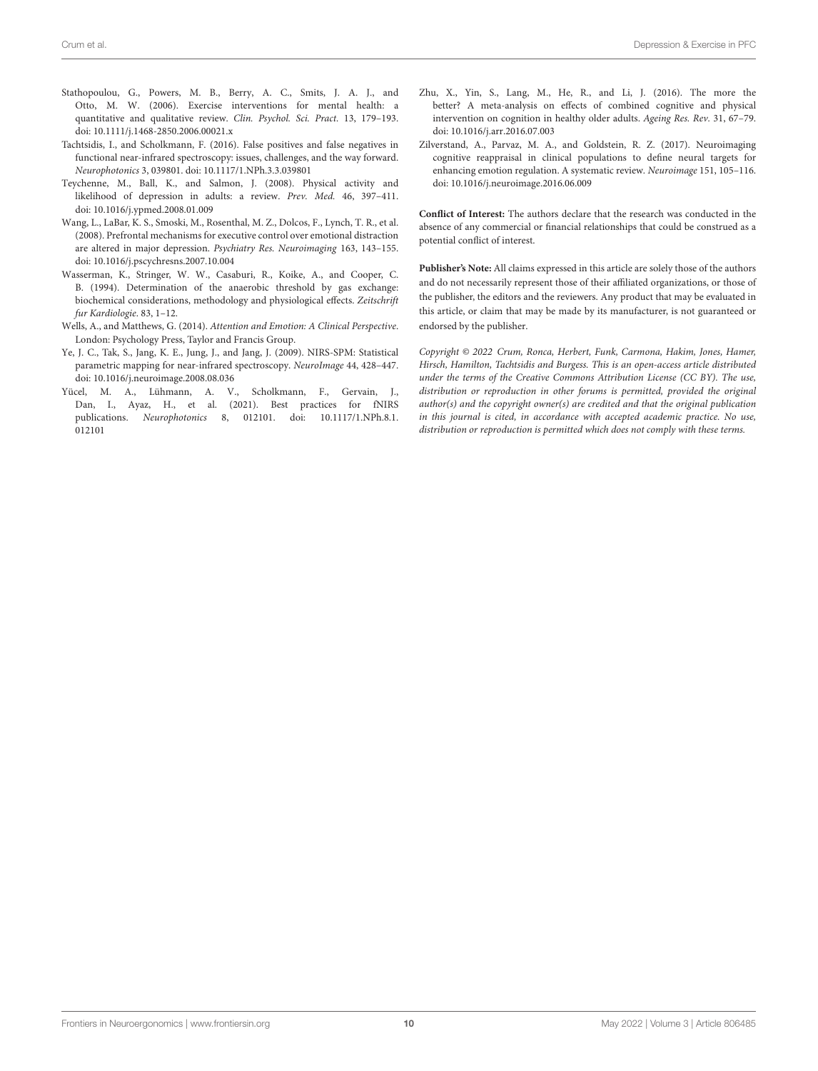Stathopoulou, G., Powers, M. B., Berry, A. C., Smits, J. A. J., and Otto, M. W. (2006). Exercise interventions for mental health: a quantitative and qualitative review. *Clin. Psychol. Sci. Pract.* 13, 179–193. doi: 10.1111/j.1468-2850.2006.00021.x

Tachtsidis, I., and Scholkmann, F. (2016). False positives and false negatives in functional near-infrared spectroscopy: issues, challenges, and the way forward. *Neurophotonics* 3, 039801. doi: 10.1117/1.NPh.3.3.039801

Teychenne, M., Ball, K., and Salmon, J. (2008). Physical activity and likelihood of depression in adults: a review. *Prev. Med.* 46, 397–411. doi: 10.1016/j.ypmed.2008.01.009

Wang, L., LaBar, K. S., Smoski, M., Rosenthal, M. Z., Dolcos, F., Lynch, T. R., et al. (2008). Prefrontal mechanisms for executive control over emotional distraction are altered in major depression. *Psychiatry Res. Neuroimaging* 163, 143–155. doi: 10.1016/j.pscychresns.2007.10.004

Wasserman, K., Stringer, W. W., Casaburi, R., Koike, A., and Cooper, C. B. (1994). Determination of the anaerobic threshold by gas exchange: biochemical considerations, methodology and physiological effects. *Zeitschrift fur Kardiologie*. 83, 1–12.

Wells, A., and Matthews, G. (2014). *Attention and Emotion: A Clinical Perspective*. London: Psychology Press, Taylor and Francis Group.

Ye, J. C., Tak, S., Jang, K. E., Jung, J., and Jang, J. (2009). NIRS-SPM: Statistical parametric mapping for near-infrared spectroscopy. *NeuroImage* 44, 428–447. doi: 10.1016/j.neuroimage.2008.08.036

Yücel, M. A., Lühmann, A. V., Scholkmann, F., Gervain, J., Dan, I., Ayaz, H., et al. (2021). Best practices for fNIRS publications. *Neurophotonics* 8, 012101. doi: 10.1117/1.NPh.8.1.012101

Zhu, X., Yin, S., Lang, M., He, R., and Li, J. (2016). The more the better? A meta-analysis on effects of combined cognitive and physical intervention on cognition in healthy older adults. *Ageing Res. Rev.* 31, 67–79. doi: 10.1016/j.arr.2016.07.003

Zilverstand, A., Parvaz, M. A., and Goldstein, R. Z. (2017). Neuroimaging cognitive reappraisal in clinical populations to define neural targets for enhancing emotion regulation. A systematic review. *Neuroimage* 151, 105–116. doi: 10.1016/j.neuroimage.2016.06.009

**Conflict of Interest:** The authors declare that the research was conducted in the absence of any commercial or financial relationships that could be construed as a potential conflict of interest.

**Publisher's Note:** All claims expressed in this article are solely those of the authors and do not necessarily represent those of their affiliated organizations, or those of the publisher, the editors and the reviewers. Any product that may be evaluated in this article, or claim that may be made by its manufacturer, is not guaranteed or endorsed by the publisher.

*Copyright © 2022 Crum, Ronca, Herbert, Funk, Carmona, Hakim, Jones, Hamer, Hirsch, Hamilton, Tachtsidis and Burgess. This is an open-access article distributed under the terms of the Creative Commons Attribution License (CC BY). The use, distribution or reproduction in other forums is permitted, provided the original author(s) and the copyright owner(s) are credited and that the original publication in this journal is cited, in accordance with accepted academic practice. No use, distribution or reproduction is permitted which does not comply with these terms.*